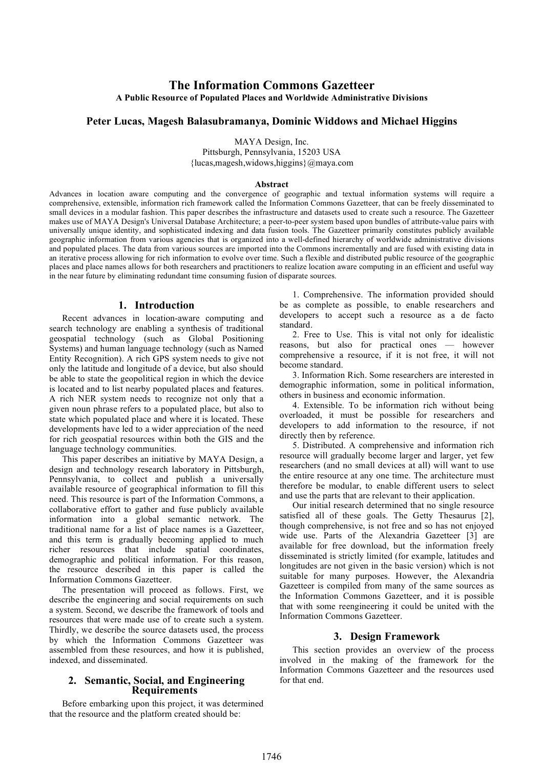# The Information Commons Gazetteer

**A Public Resource of Populated Places and Worldwide Administrative Divisions**

**Peter Lucas, Magesh Balasubramanya, Dominic Widdows and Michael Higgins**

MAYA Design, Inc.
Pittsburgh, Pennsylvania, 15203 USA
{lucas,magesh,widows,higgins}@maya.com

### Abstract

Advances in location aware computing and the convergence of geographic and textual information systems will require a comprehensive, extensible, information rich framework called the Information Commons Gazetteer, that can be freely disseminated to small devices in a modular fashion. This paper describes the infrastructure and datasets used to create such a resource. The Gazetteer makes use of MAYA Design's Universal Database Architecture; a peer-to-peer system based upon bundles of attribute-value pairs with universally unique identity, and sophisticated indexing and data fusion tools. The Gazetteer primarily constitutes publicly available geographic information from various agencies that is organized into a well-defined hierarchy of worldwide administrative divisions and populated places. The data from various sources are imported into the Commons incrementally and are fused with existing data in an iterative process allowing for rich information to evolve over time. Such a flexible and distributed public resource of the geographic places and place names allows for both researchers and practitioners to realize location aware computing in an efficient and useful way in the near future by eliminating redundant time consuming fusion of disparate sources.

## 1. Introduction

Recent advances in location-aware computing and search technology are enabling a synthesis of traditional geospatial technology (such as Global Positioning Systems) and human language technology (such as Named Entity Recognition). A rich GPS system needs to give not only the latitude and longitude of a device, but also should be able to state the geopolitical region in which the device is located and to list nearby populated places and features. A rich NER system needs to recognize not only that a given noun phrase refers to a populated place, but also to state which populated place and where it is located. These developments have led to a wider appreciation of the need for rich geospatial resources within both the GIS and the language technology communities.

This paper describes an initiative by MAYA Design, a design and technology research laboratory in Pittsburgh, Pennsylvania, to collect and publish a universally available resource of geographical information to fill this need. This resource is part of the Information Commons, a collaborative effort to gather and fuse publicly available information into a global semantic network. The traditional name for a list of place names is a Gazetteer, and this term is gradually becoming applied to much richer resources that include spatial coordinates, demographic and political information. For this reason, the resource described in this paper is called the Information Commons Gazetteer.

The presentation will proceed as follows. First, we describe the engineering and social requirements on such a system. Second, we describe the framework of tools and resources that were made use of to create such a system. Thirdly, we describe the source datasets used, the process by which the Information Commons Gazetteer was assembled from these resources, and how it is published, indexed, and disseminated.

## 2. Semantic, Social, and Engineering Requirements

Before embarking upon this project, it was determined that the resource and the platform created should be:

1. Comprehensive. The information provided should be as complete as possible, to enable researchers and developers to accept such a resource as a de facto standard.
2. Free to Use. This is vital not only for idealistic reasons, but also for practical ones — however comprehensive a resource, if it is not free, it will not become standard.
3. Information Rich. Some researchers are interested in demographic information, some in political information, others in business and economic information.
4. Extensible. To be information rich without being overloaded, it must be possible for researchers and developers to add information to the resource, if not directly then by reference.
5. Distributed. A comprehensive and information rich resource will gradually become larger and larger, yet few researchers (and no small devices at all) will want to use the entire resource at any one time. The architecture must therefore be modular, to enable different users to select and use the parts that are relevant to their application.

Our initial research determined that no single resource satisfied all of these goals. The Getty Thesaurus [2], though comprehensive, is not free and so has not enjoyed wide use. Parts of the Alexandria Gazetteer [3] are available for free download, but the information freely disseminated is strictly limited (for example, latitudes and longitudes are not given in the basic version) which is not suitable for many purposes. However, the Alexandria Gazetteer is compiled from many of the same sources as the Information Commons Gazetteer, and it is possible that with some reengineering it could be united with the Information Commons Gazetteer.

## 3. Design Framework

This section provides an overview of the process involved in the making of the framework for the Information Commons Gazetteer and the resources used for that end.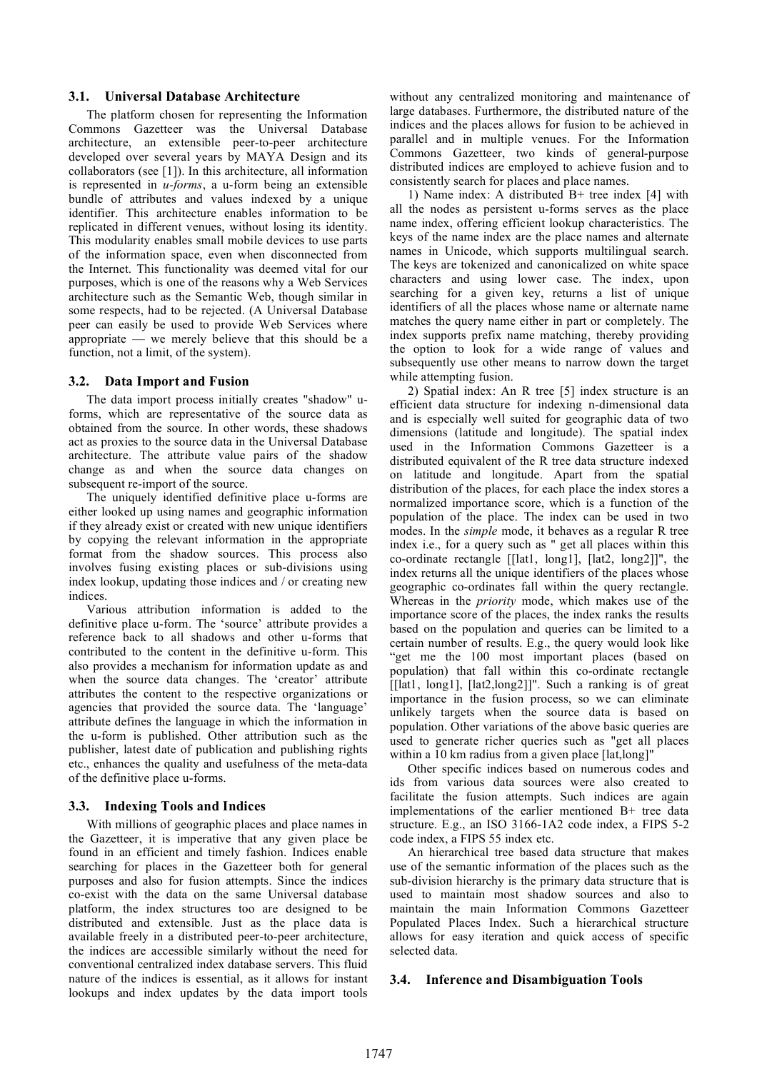### 3.1. Universal Database Architecture

The platform chosen for representing the Information Commons Gazetteer was the Universal Database architecture, an extensible peer-to-peer architecture developed over several years by MAYA Design and its collaborators (see [1]). In this architecture, all information is represented in *u-forms*, a u-form being an extensible bundle of attributes and values indexed by a unique identifier. This architecture enables information to be replicated in different venues, without losing its identity. This modularity enables small mobile devices to use parts of the information space, even when disconnected from the Internet. This functionality was deemed vital for our purposes, which is one of the reasons why a Web Services architecture such as the Semantic Web, though similar in some respects, had to be rejected. (A Universal Database peer can easily be used to provide Web Services where appropriate — we merely believe that this should be a function, not a limit, of the system).

### 3.2. Data Import and Fusion

The data import process initially creates "shadow" u-forms, which are representative of the source data as obtained from the source. In other words, these shadows act as proxies to the source data in the Universal Database architecture. The attribute value pairs of the shadow change as and when the source data changes on subsequent re-import of the source.

The uniquely identified definitive place u-forms are either looked up using names and geographic information if they already exist or created with new unique identifiers by copying the relevant information in the appropriate format from the shadow sources. This process also involves fusing existing places or sub-divisions using index lookup, updating those indices and / or creating new indices.

Various attribution information is added to the definitive place u-form. The 'source' attribute provides a reference back to all shadows and other u-forms that contributed to the content in the definitive u-form. This also provides a mechanism for information update as and when the source data changes. The 'creator' attribute attributes the content to the respective organizations or agencies that provided the source data. The 'language' attribute defines the language in which the information in the u-form is published. Other attribution such as the publisher, latest date of publication and publishing rights etc., enhances the quality and usefulness of the meta-data of the definitive place u-forms.

### 3.3. Indexing Tools and Indices

With millions of geographic places and place names in the Gazetteer, it is imperative that any given place be found in an efficient and timely fashion. Indices enable searching for places in the Gazetteer both for general purposes and also for fusion attempts. Since the indices co-exist with the data on the same Universal database platform, the index structures too are designed to be distributed and extensible. Just as the place data is available freely in a distributed peer-to-peer architecture, the indices are accessible similarly without the need for conventional centralized index database servers. This fluid nature of the indices is essential, as it allows for instant lookups and index updates by the data import tools without any centralized monitoring and maintenance of large databases. Furthermore, the distributed nature of the indices and the places allows for fusion to be achieved in parallel and in multiple venues. For the Information Commons Gazetteer, two kinds of general-purpose distributed indices are employed to achieve fusion and to consistently search for places and place names.

1) Name index: A distributed B+ tree index [4] with all the nodes as persistent u-forms serves as the place name index, offering efficient lookup characteristics. The keys of the name index are the place names and alternate names in Unicode, which supports multilingual search. The keys are tokenized and canonicalized on white space characters and using lower case. The index, upon searching for a given key, returns a list of unique identifiers of all the places whose name or alternate name matches the query name either in part or completely. The index supports prefix name matching, thereby providing the option to look for a wide range of values and subsequently use other means to narrow down the target while attempting fusion.

2) Spatial index: An R tree [5] index structure is an efficient data structure for indexing n-dimensional data and is especially well suited for geographic data of two dimensions (latitude and longitude). The spatial index used in the Information Commons Gazetteer is a distributed equivalent of the R tree data structure indexed on latitude and longitude. Apart from the spatial distribution of the places, for each place the index stores a normalized importance score, which is a function of the population of the place. The index can be used in two modes. In the *simple* mode, it behaves as a regular R tree index i.e., for a query such as " get all places within this co-ordinate rectangle [[lat1, long1], [lat2, long2]]", the index returns all the unique identifiers of the places whose geographic co-ordinates fall within the query rectangle. Whereas in the *priority* mode, which makes use of the importance score of the places, the index ranks the results based on the population and queries can be limited to a certain number of results. E.g., the query would look like "get me the 100 most important places (based on population) that fall within this co-ordinate rectangle [[lat1, long1], [lat2,long2]]". Such a ranking is of great importance in the fusion process, so we can eliminate unlikely targets when the source data is based on population. Other variations of the above basic queries are used to generate richer queries such as "get all places within a 10 km radius from a given place [lat,long]"

Other specific indices based on numerous codes and ids from various data sources were also created to facilitate the fusion attempts. Such indices are again implementations of the earlier mentioned B+ tree data structure. E.g., an ISO 3166-1A2 code index, a FIPS 5-2 code index, a FIPS 55 index etc.

An hierarchical tree based data structure that makes use of the semantic information of the places such as the sub-division hierarchy is the primary data structure that is used to maintain most shadow sources and also to maintain the main Information Commons Gazetteer Populated Places Index. Such a hierarchical structure allows for easy iteration and quick access of specific selected data.

### 3.4. Inference and Disambiguation Tools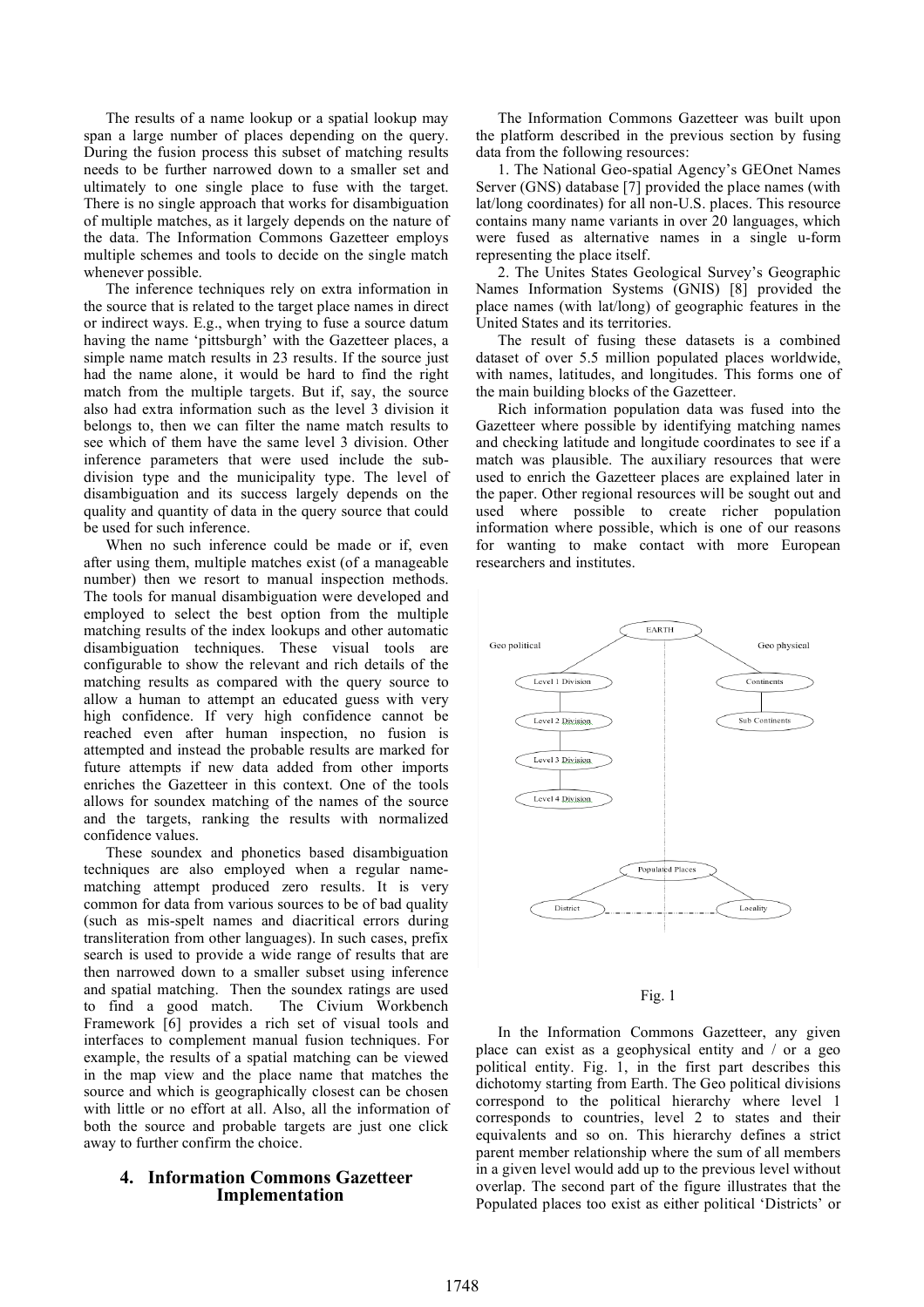The results of a name lookup or a spatial lookup may span a large number of places depending on the query. During the fusion process this subset of matching results needs to be further narrowed down to a smaller set and ultimately to one single place to fuse with the target. There is no single approach that works for disambiguation of multiple matches, as it largely depends on the nature of the data. The Information Commons Gazetteer employs multiple schemes and tools to decide on the single match whenever possible.

The inference techniques rely on extra information in the source that is related to the target place names in direct or indirect ways. E.g., when trying to fuse a source datum having the name 'pittsburgh' with the Gazetteer places, a simple name match results in 23 results. If the source just had the name alone, it would be hard to find the right match from the multiple targets. But if, say, the source also had extra information such as the level 3 division it belongs to, then we can filter the name match results to see which of them have the same level 3 division. Other inference parameters that were used include the sub-division type and the municipality type. The level of disambiguation and its success largely depends on the quality and quantity of data in the query source that could be used for such inference.

When no such inference could be made or if, even after using them, multiple matches exist (of a manageable number) then we resort to manual inspection methods. The tools for manual disambiguation were developed and employed to select the best option from the multiple matching results of the index lookups and other automatic disambiguation techniques. These visual tools are configurable to show the relevant and rich details of the matching results as compared with the query source to allow a human to attempt an educated guess with very high confidence. If very high confidence cannot be reached even after human inspection, no fusion is attempted and instead the probable results are marked for future attempts if new data added from other imports enriches the Gazetteer in this context. One of the tools allows for soundex matching of the names of the source and the targets, ranking the results with normalized confidence values.

These soundex and phonetics based disambiguation techniques are also employed when a regular name-matching attempt produced zero results. It is very common for data from various sources to be of bad quality (such as mis-spelt names and diacritical errors during transliteration from other languages). In such cases, prefix search is used to provide a wide range of results that are then narrowed down to a smaller subset using inference and spatial matching. Then the soundex ratings are used to find a good match. The Civium Workbench Framework [6] provides a rich set of visual tools and interfaces to complement manual fusion techniques. For example, the results of a spatial matching can be viewed in the map view and the place name that matches the source and which is geographically closest can be chosen with little or no effort at all. Also, all the information of both the source and probable targets are just one click away to further confirm the choice.

## 4. Information Commons Gazetteer Implementation

The Information Commons Gazetteer was built upon the platform described in the previous section by fusing data from the following resources:

1. The National Geo-spatial Agency's GEOnet Names Server (GNS) database [7] provided the place names (with lat/long coordinates) for all non-U.S. places. This resource contains many name variants in over 20 languages, which were fused as alternative names in a single u-form representing the place itself.

2. The Unites States Geological Survey's Geographic Names Information Systems (GNIS) [8] provided the place names (with lat/long) of geographic features in the United States and its territories.

The result of fusing these datasets is a combined dataset of over 5.5 million populated places worldwide, with names, latitudes, and longitudes. This forms one of the main building blocks of the Gazetteer.

Rich information population data was fused into the Gazetteer where possible by identifying matching names and checking latitude and longitude coordinates to see if a match was plausible. The auxiliary resources that were used to enrich the Gazetteer places are explained later in the paper. Other regional resources will be sought out and used where possible to create richer population information where possible, which is one of our reasons for wanting to make contact with more European researchers and institutes.

Fig. 1

In the Information Commons Gazetteer, any given place can exist as a geophysical entity and / or a geo political entity. Fig. 1, in the first part describes this dichotomy starting from Earth. The Geo political divisions correspond to the political hierarchy where level 1 corresponds to countries, level 2 to states and their equivalents and so on. This hierarchy defines a strict parent member relationship where the sum of all members in a given level would add up to the previous level without overlap. The second part of the figure illustrates that the Populated places too exist as either political 'Districts' or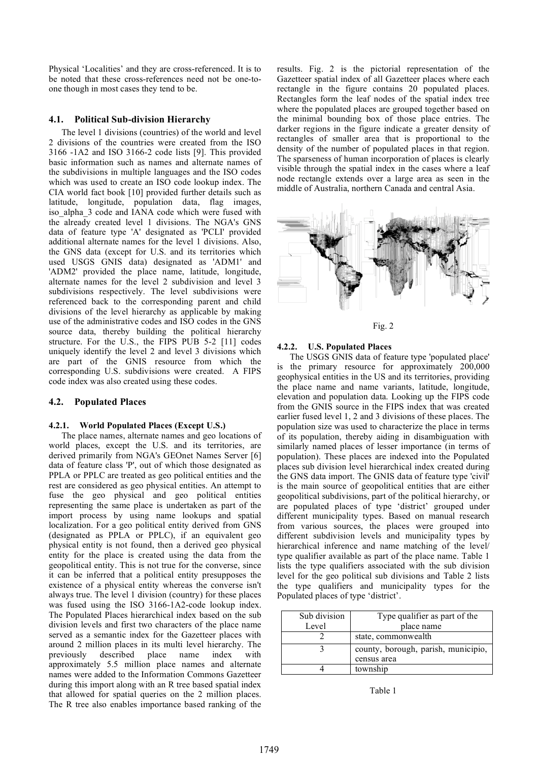Physical 'Localities' and they are cross-referenced. It is to be noted that these cross-references need not be one-to-one though in most cases they tend to be.

### 4.1. Political Sub-division Hierarchy

The level 1 divisions (countries) of the world and level 2 divisions of the countries were created from the ISO 3166 -1A2 and ISO 3166-2 code lists [9]. This provided basic information such as names and alternate names of the subdivisions in multiple languages and the ISO codes which was used to create an ISO code lookup index. The CIA world fact book [10] provided further details such as latitude, longitude, population data, flag images, iso_alpha_3 code and IANA code which were fused with the already created level 1 divisions. The NGA's GNS data of feature type 'A' designated as 'PCLI' provided additional alternate names for the level 1 divisions. Also, the GNS data (except for U.S. and its territories which used USGS GNIS data) designated as 'ADM1' and 'ADM2' provided the place name, latitude, longitude, alternate names for the level 2 subdivision and level 3 subdivisions respectively. The level subdivisions were referenced back to the corresponding parent and child divisions of the level hierarchy as applicable by making use of the administrative codes and ISO codes in the GNS source data, thereby building the political hierarchy structure. For the U.S., the FIPS PUB 5-2 [11] codes uniquely identify the level 2 and level 3 divisions which are part of the GNIS resource from which the corresponding U.S. subdivisions were created. A FIPS code index was also created using these codes.

### 4.2. Populated Places

#### 4.2.1. World Populated Places (Except U.S.)

The place names, alternate names and geo locations of world places, except the U.S. and its territories, are derived primarily from NGA's GEOnet Names Server [6] data of feature class 'P', out of which those designated as PPLA or PPLC are treated as geo political entities and the rest are considered as geo physical entities. An attempt to fuse the geo physical and geo political entities representing the same place is undertaken as part of the import process by using name lookups and spatial localization. For a geo political entity derived from GNS (designated as PPLA or PPLC), if an equivalent geo physical entity is not found, then a derived geo physical entity for the place is created using the data from the geopolitical entity. This is not true for the converse, since it can be inferred that a political entity presupposes the existence of a physical entity whereas the converse isn't always true. The level 1 division (country) for these places was fused using the ISO 3166-1A2-code lookup index. The Populated Places hierarchical index based on the sub division levels and first two characters of the place name served as a semantic index for the Gazetteer places with around 2 million places in its multi level hierarchy. The previously described place name index with approximately 5.5 million place names and alternate names were added to the Information Commons Gazetteer during this import along with an R tree based spatial index that allowed for spatial queries on the 2 million places. The R tree also enables importance based ranking of the results. Fig. 2 is the pictorial representation of the Gazetteer spatial index of all Gazetteer places where each rectangle in the figure contains 20 populated places. Rectangles form the leaf nodes of the spatial index tree where the populated places are grouped together based on the minimal bounding box of those place entries. The darker regions in the figure indicate a greater density of rectangles of smaller area that is proportional to the density of the number of populated places in that region. The sparseness of human incorporation of places is clearly visible through the spatial index in the cases where a leaf node rectangle extends over a large area as seen in the middle of Australia, northern Canada and central Asia.

Fig. 2

#### 4.2.2. U.S. Populated Places

The USGS GNIS data of feature type 'populated place' is the primary resource for approximately 200,000 geophysical entities in the US and its territories, providing the place name and name variants, latitude, longitude, elevation and population data. Looking up the FIPS code from the GNIS source in the FIPS index that was created earlier fused level 1, 2 and 3 divisions of these places. The population size was used to characterize the place in terms of its population, thereby aiding in disambiguation with similarly named places of lesser importance (in terms of population). These places are indexed into the Populated places sub division level hierarchical index created during the GNS data import. The GNIS data of feature type 'civil' is the main source of geopolitical entities that are either geopolitical subdivisions, part of the political hierarchy, or are populated places of type 'district' grouped under different municipality types. Based on manual research from various sources, the places were grouped into different subdivision levels and municipality types by hierarchical inference and name matching of the level/ type qualifier available as part of the place name. Table 1 lists the type qualifiers associated with the sub division level for the geo political sub divisions and Table 2 lists the type qualifiers and municipality types for the Populated places of type 'district'.

| Sub division Level | Type qualifier as part of the place name |
|---|---|
| 2 | state, commonwealth |
| 3 | county, borough, parish, municipio, census area |
| 4 | township |

Table 1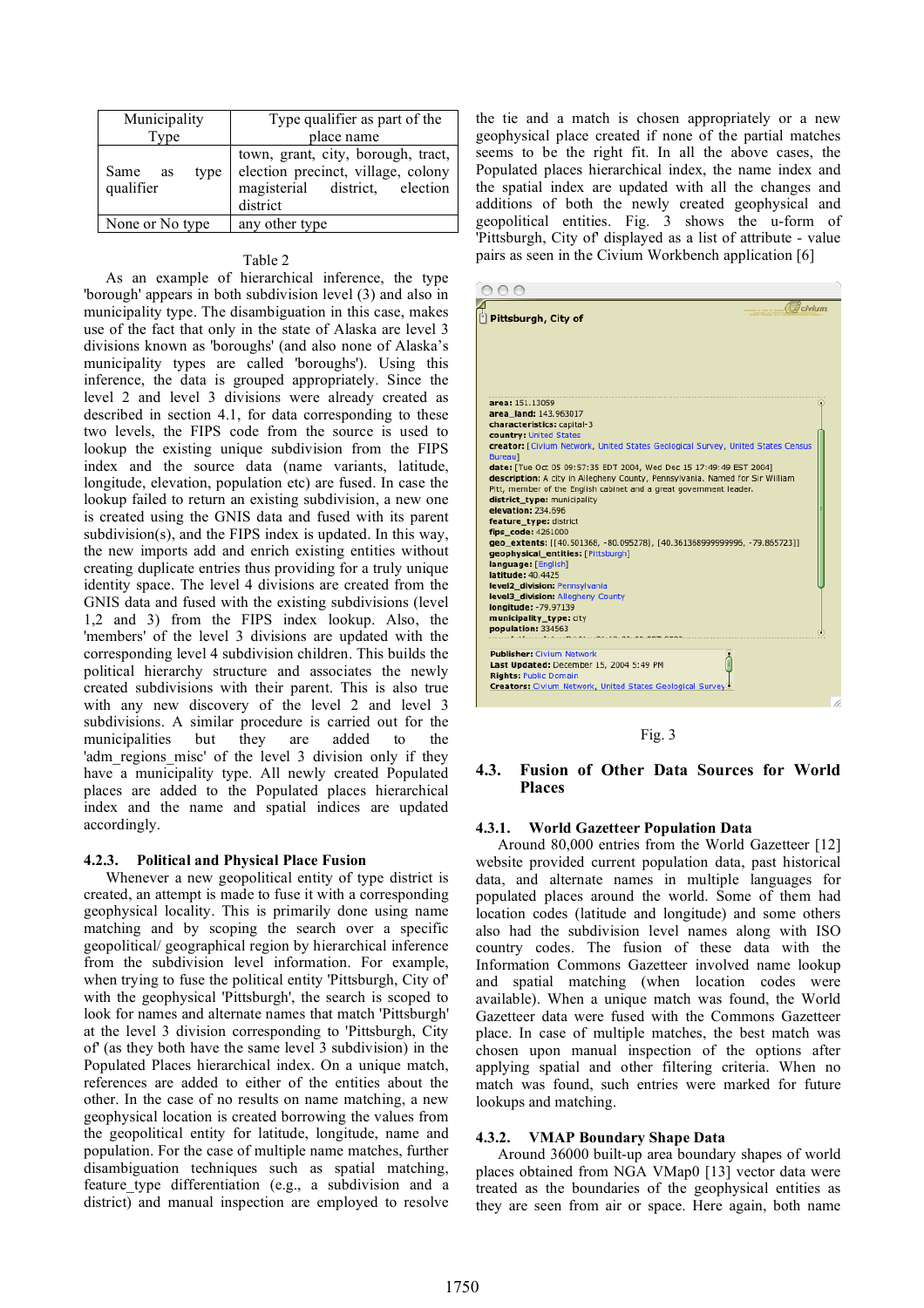| Municipality Type | Type qualifier as part of the place name |
|---|---|
| Same as type qualifier | town, grant, city, borough, tract, election precinct, village, colony magisterial district, election district |
| None or No type | any other type |

Table 2

As an example of hierarchical inference, the type 'borough' appears in both subdivision level (3) and also in municipality type. The disambiguation in this case, makes use of the fact that only in the state of Alaska are level 3 divisions known as 'boroughs' (and also none of Alaska's municipality types are called 'boroughs'). Using this inference, the data is grouped appropriately. Since the level 2 and level 3 divisions were already created as described in section 4.1, for data corresponding to these two levels, the FIPS code from the source is used to lookup the existing unique subdivision from the FIPS index and the source data (name variants, latitude, longitude, elevation, population etc) are fused. In case the lookup failed to return an existing subdivision, a new one is created using the GNIS data and fused with its parent subdivision(s), and the FIPS index is updated. In this way, the new imports add and enrich existing entities without creating duplicate entries thus providing for a truly unique identity space. The level 4 divisions are created from the GNIS data and fused with the existing subdivisions (level 1,2 and 3) from the FIPS index lookup. Also, the 'members' of the level 3 divisions are updated with the corresponding level 4 subdivision children. This builds the political hierarchy structure and associates the newly created subdivisions with their parent. This is also true with any new discovery of the level 2 and level 3 subdivisions. A similar procedure is carried out for the municipalities but they are added to the 'adm_regions_misc' of the level 3 division only if they have a municipality type. All newly created Populated places are added to the Populated places hierarchical index and the name and spatial indices are updated accordingly.

### 4.2.3. Political and Physical Place Fusion

Whenever a new geopolitical entity of type district is created, an attempt is made to fuse it with a corresponding geophysical locality. This is primarily done using name matching and by scoping the search over a specific geopolitical/ geographical region by hierarchical inference from the subdivision level information. For example, when trying to fuse the political entity 'Pittsburgh, City of' with the geophysical 'Pittsburgh', the search is scoped to look for names and alternate names that match 'Pittsburgh' at the level 3 division corresponding to 'Pittsburgh, City of' (as they both have the same level 3 subdivision) in the Populated Places hierarchical index. On a unique match, references are added to either of the entities about the other. In the case of no results on name matching, a new geophysical location is created borrowing the values from the geopolitical entity for latitude, longitude, name and population. For the case of multiple name matches, further disambiguation techniques such as spatial matching, feature_type differentiation (e.g., a subdivision and a district) and manual inspection are employed to resolve the tie and a match is chosen appropriately or a new geophysical place created if none of the partial matches seems to be the right fit. In all the above cases, the Populated places hierarchical index, the name index and the spatial index are updated with all the changes and additions of both the newly created geophysical and geopolitical entities. Fig. 3 shows the u-form of 'Pittsburgh, City of' displayed as a list of attribute - value pairs as seen in the Civium Workbench application [6]

Fig. 3

## 4.3. Fusion of Other Data Sources for World Places

### 4.3.1. World Gazetteer Population Data

Around 80,000 entries from the World Gazetteer [12] website provided current population data, past historical data, and alternate names in multiple languages for populated places around the world. Some of them had location codes (latitude and longitude) and some others also had the subdivision level names along with ISO country codes. The fusion of these data with the Information Commons Gazetteer involved name lookup and spatial matching (when location codes were available). When a unique match was found, the World Gazetteer data were fused with the Commons Gazetteer place. In case of multiple matches, the best match was chosen upon manual inspection of the options after applying spatial and other filtering criteria. When no match was found, such entries were marked for future lookups and matching.

### 4.3.2. VMAP Boundary Shape Data

Around 36000 built-up area boundary shapes of world places obtained from NGA VMap0 [13] vector data were treated as the boundaries of the geophysical entities as they are seen from air or space. Here again, both name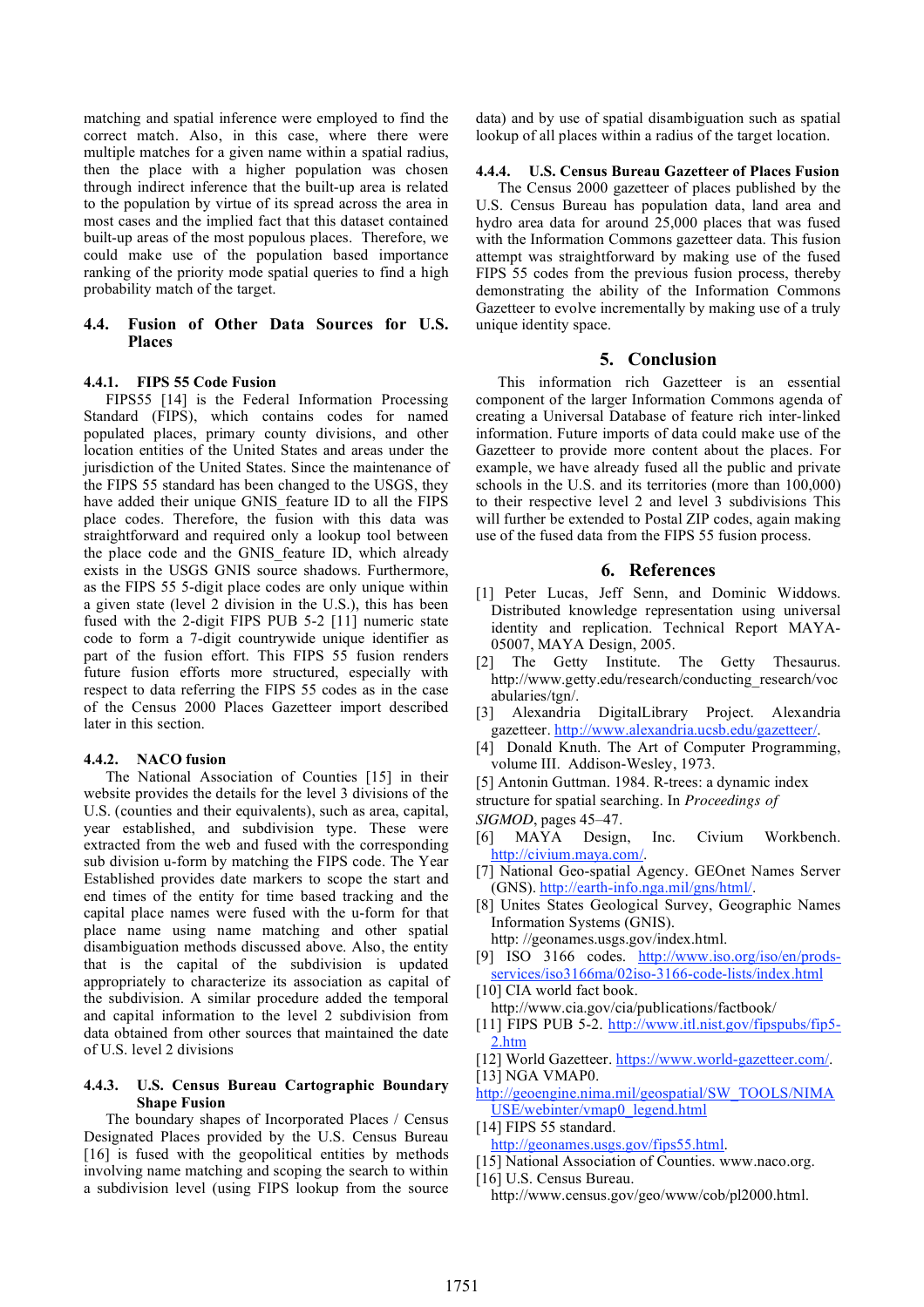matching and spatial inference were employed to find the correct match. Also, in this case, where there were multiple matches for a given name within a spatial radius, then the place with a higher population was chosen through indirect inference that the built-up area is related to the population by virtue of its spread across the area in most cases and the implied fact that this dataset contained built-up areas of the most populous places. Therefore, we could make use of the population based importance ranking of the priority mode spatial queries to find a high probability match of the target.

## 4.4. Fusion of Other Data Sources for U.S. Places

### 4.4.1. FIPS 55 Code Fusion

FIPS55 [14] is the Federal Information Processing Standard (FIPS), which contains codes for named populated places, primary county divisions, and other location entities of the United States and areas under the jurisdiction of the United States. Since the maintenance of the FIPS 55 standard has been changed to the USGS, they have added their unique GNIS_feature ID to all the FIPS place codes. Therefore, the fusion with this data was straightforward and required only a lookup tool between the place code and the GNIS_feature ID, which already exists in the USGS GNIS source shadows. Furthermore, as the FIPS 55 5-digit place codes are only unique within a given state (level 2 division in the U.S.), this has been fused with the 2-digit FIPS PUB 5-2 [11] numeric state code to form a 7-digit countrywide unique identifier as part of the fusion effort. This FIPS 55 fusion renders future fusion efforts more structured, especially with respect to data referring the FIPS 55 codes as in the case of the Census 2000 Places Gazetteer import described later in this section.

### 4.4.2. NACO fusion

The National Association of Counties [15] in their website provides the details for the level 3 divisions of the U.S. (counties and their equivalents), such as area, capital, year established, and subdivision type. These were extracted from the web and fused with the corresponding sub division u-form by matching the FIPS code. The Year Established provides date markers to scope the start and end times of the entity for time based tracking and the capital place names were fused with the u-form for that place name using name matching and other spatial disambiguation methods discussed above. Also, the entity that is the capital of the subdivision is updated appropriately to characterize its association as capital of the subdivision. A similar procedure added the temporal and capital information to the level 2 subdivision from data obtained from other sources that maintained the date of U.S. level 2 divisions

### 4.4.3. U.S. Census Bureau Cartographic Boundary Shape Fusion

The boundary shapes of Incorporated Places / Census Designated Places provided by the U.S. Census Bureau [16] is fused with the geopolitical entities by methods involving name matching and scoping the search to within a subdivision level (using FIPS lookup from the source data) and by use of spatial disambiguation such as spatial lookup of all places within a radius of the target location.

### 4.4.4. U.S. Census Bureau Gazetteer of Places Fusion

The Census 2000 gazetteer of places published by the U.S. Census Bureau has population data, land area and hydro area data for around 25,000 places that was fused with the Information Commons gazetteer data. This fusion attempt was straightforward by making use of the fused FIPS 55 codes from the previous fusion process, thereby demonstrating the ability of the Information Commons Gazetteer to evolve incrementally by making use of a truly unique identity space.

## 5. Conclusion

This information rich Gazetteer is an essential component of the larger Information Commons agenda of creating a Universal Database of feature rich inter-linked information. Future imports of data could make use of the Gazetteer to provide more content about the places. For example, we have already fused all the public and private schools in the U.S. and its territories (more than 100,000) to their respective level 2 and level 3 subdivisions This will further be extended to Postal ZIP codes, again making use of the fused data from the FIPS 55 fusion process.

## 6. References

[1] Peter Lucas, Jeff Senn, and Dominic Widdows. Distributed knowledge representation using universal identity and replication. Technical Report MAYA-05007, MAYA Design, 2005.

[2] The Getty Institute. The Getty Thesaurus. http://www.getty.edu/research/conducting_research/vocabularies/tgn/.

[3] Alexandria DigitalLibrary Project. Alexandria gazetteer. http://www.alexandria.ucsb.edu/gazetteer/.

[4] Donald Knuth. The Art of Computer Programming, volume III. Addison-Wesley, 1973.

[5] Antonin Guttman. 1984. R-trees: a dynamic index structure for spatial searching. In *Proceedings of SIGMOD*, pages 45–47.

[6] MAYA Design, Inc. Civium Workbench. http://civium.maya.com/.

[7] National Geo-spatial Agency. GEOnet Names Server (GNS). http://earth-info.nga.mil/gns/html/.

[8] Unites States Geological Survey, Geographic Names Information Systems (GNIS). http: //geonames.usgs.gov/index.html.

[9] ISO 3166 codes. http://www.iso.org/iso/en/prods-services/iso3166ma/02iso-3166-code-lists/index.html

[10] CIA world fact book. http://www.cia.gov/cia/publications/factbook/

[11] FIPS PUB 5-2. http://www.itl.nist.gov/fipspubs/fip5-2.htm

[12] World Gazetteer. https://www.world-gazetteer.com/.

[13] NGA VMAP0. http://geoengine.nima.mil/geospatial/SW_TOOLS/NIMAUSE/webinter/vmap0_legend.html

[14] FIPS 55 standard. http://geonames.usgs.gov/fips55.html.

[15] National Association of Counties. www.naco.org.

[16] U.S. Census Bureau. http://www.census.gov/geo/www/cob/pl2000.html.